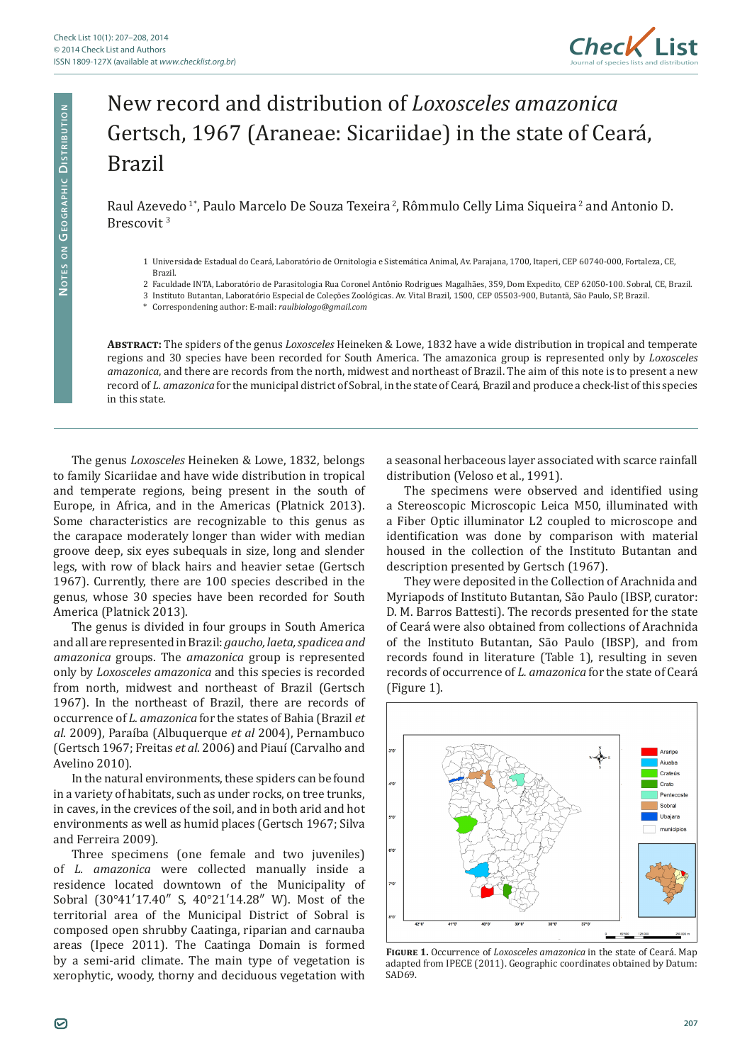# New record and distribution of *Loxosceles amazonica* Gertsch, 1967 (Araneae: Sicariidae) in the state of Ceará, Brazil

Raul Azevedo [1*], Paulo Marcelo De Souza Texeira [2], Rômmulo Celly Lima Siqueira [2] and Antonio D. Brescovit [3]

1 Universidade Estadual do Ceará, Laboratório de Ornitologia e Sistemática Animal, Av. Parajana, 1700, Itaperi, CEP 60740-000, Fortaleza, CE, Brazil.

2 Faculdade INTA, Laboratório de Parasitologia Rua Coronel Antônio Rodrigues Magalhães, 359, Dom Expedito, CEP 62050-100. Sobral, CE, Brazil.

3 Instituto Butantan, Laboratório Especial de Coleções Zoológicas. Av. Vital Brazil, 1500, CEP 05503-900, Butantã, São Paulo, SP, Brazil.

\* Correspondening author: E-mail: *raulbiologo@gmail.com*

**Abstract:** The spiders of the genus *Loxosceles* Heineken & Lowe, 1832 have a wide distribution in tropical and temperate regions and 30 species have been recorded for South America. The amazonica group is represented only by *Loxosceles amazonica*, and there are records from the north, midwest and northeast of Brazil. The aim of this note is to present a new record of *L. amazonica* for the municipal district of Sobral, in the state of Ceará, Brazil and produce a check-list of this species in this state.

The genus *Loxosceles* Heineken & Lowe, 1832, belongs to family Sicariidae and have wide distribution in tropical and temperate regions, being present in the south of Europe, in Africa, and in the Americas (Platnick 2013). Some characteristics are recognizable to this genus as the carapace moderately longer than wider with median groove deep, six eyes subequals in size, long and slender legs, with row of black hairs and heavier setae (Gertsch 1967). Currently, there are 100 species described in the genus, whose 30 species have been recorded for South America (Platnick 2013).

The genus is divided in four groups in South America and all are represented in Brazil: *gaucho, laeta, spadicea and amazonica* groups. The *amazonica* group is represented only by *Loxosceles amazonica* and this species is recorded from north, midwest and northeast of Brazil (Gertsch 1967). In the northeast of Brazil, there are records of occurrence of *L. amazonica* for the states of Bahia (Brazil *et al*. 2009), Paraíba (Albuquerque *et al* 2004), Pernambuco (Gertsch 1967; Freitas *et al*. 2006) and Piauí (Carvalho and Avelino 2010).

In the natural environments, these spiders can be found in a variety of habitats, such as under rocks, on tree trunks, in caves, in the crevices of the soil, and in both arid and hot environments as well as humid places (Gertsch 1967; Silva and Ferreira 2009).

Three specimens (one female and two juveniles) of *L. amazonica* were collected manually inside a residence located downtown of the Municipality of Sobral (30°41′17.40″ S, 40°21′14.28″ W). Most of the territorial area of the Municipal District of Sobral is composed open shrubby Caatinga, riparian and carnauba areas (Ipece 2011). The Caatinga Domain is formed by a semi-arid climate. The main type of vegetation is xerophytic, woody, thorny and deciduous vegetation with a seasonal herbaceous layer associated with scarce rainfall distribution (Veloso et al., 1991).

The specimens were observed and identified using a Stereoscopic Microscopic Leica M50, illuminated with a Fiber Optic illuminator L2 coupled to microscope and identification was done by comparison with material housed in the collection of the Instituto Butantan and description presented by Gertsch (1967).

They were deposited in the Collection of Arachnida and Myriapods of Instituto Butantan, São Paulo (IBSP, curator: D. M. Barros Battesti). The records presented for the state of Ceará were also obtained from collections of Arachnida of the Instituto Butantan, São Paulo (IBSP), and from records found in literature (Table 1), resulting in seven records of occurrence of *L. amazonica* for the state of Ceará (Figure 1).

**Figure 1.** Occurrence of *Loxosceles amazonica* in the state of Ceará. Map adapted from IPECE (2011). Geographic coordinates obtained by Datum: SAD69.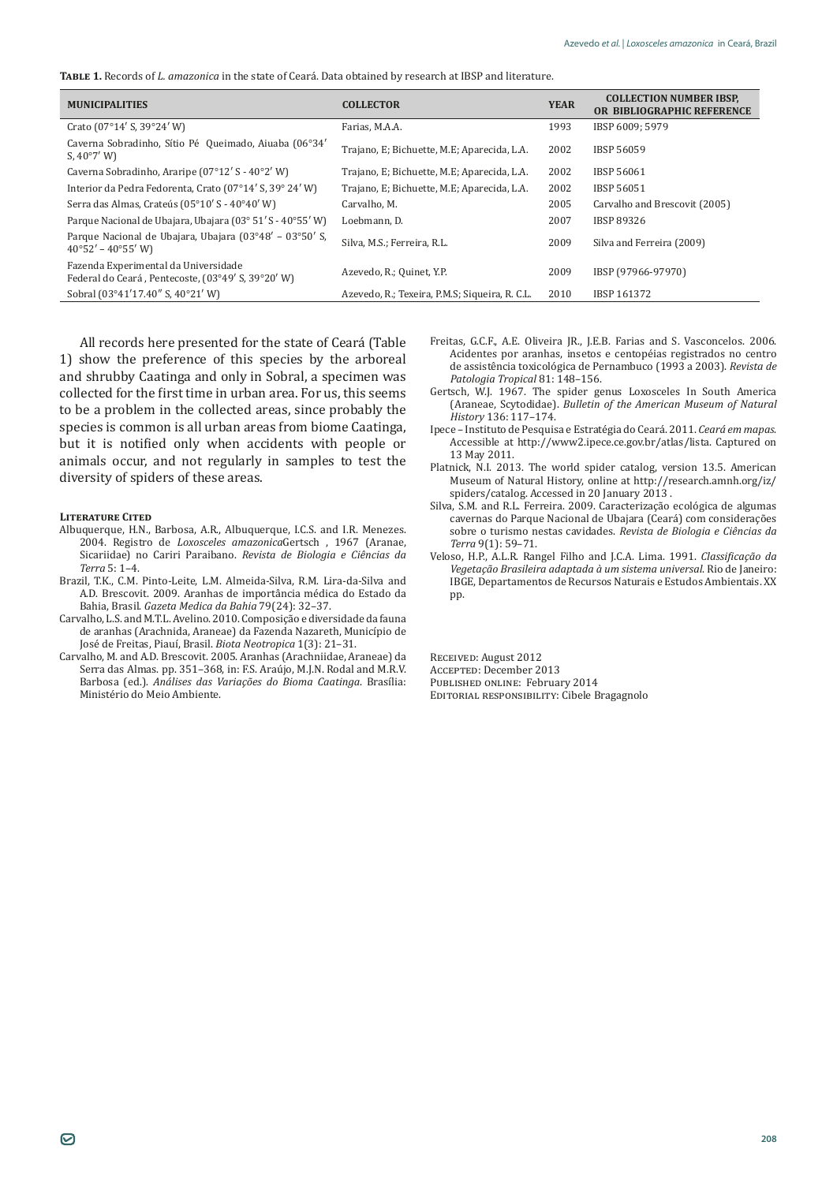**Table 1.** Records of *L. amazonica* in the state of Ceará. Data obtained by research at IBSP and literature.

| MUNICIPALITIES | COLLECTOR | YEAR | COLLECTION NUMBER IBSP, OR BIBLIOGRAPHIC REFERENCE |
|---|---|---|---|
| Crato (07°14′ S, 39°24′ W) | Farias, M.A.A. | 1993 | IBSP 6009; 5979 |
| Caverna Sobradinho, Sítio Pé Queimado, Aiuaba (06°34′ S, 40°7′ W) | Trajano, E; Bichuette, M.E; Aparecida, L.A. | 2002 | IBSP 56059 |
| Caverna Sobradinho, Araripe (07°12′ S - 40°2′ W) | Trajano, E; Bichuette, M.E; Aparecida, L.A. | 2002 | IBSP 56061 |
| Interior da Pedra Fedorenta, Crato (07°14′ S, 39° 24′ W) | Trajano, E; Bichuette, M.E; Aparecida, L.A. | 2002 | IBSP 56051 |
| Serra das Almas, Crateús (05°10′ S - 40°40′ W) | Carvalho, M. | 2005 | Carvalho and Brescovit (2005) |
| Parque Nacional de Ubajara, Ubajara (03° 51′ S - 40°55′ W) | Loebmann, D. | 2007 | IBSP 89326 |
| Parque Nacional de Ubajara, Ubajara (03°48′ – 03°50′ S, 40°52′ – 40°55′ W) | Silva, M.S.; Ferreira, R.L. | 2009 | Silva and Ferreira (2009) |
| Fazenda Experimental da Universidade Federal do Ceará , Pentecoste, (03°49′ S, 39°20′ W) | Azevedo, R.; Quinet, Y.P. | 2009 | IBSP (97966-97970) |
| Sobral (03°41′17.40″ S, 40°21′ W) | Azevedo, R.; Texeira, P.M.S; Siqueira, R. C.L. | 2010 | IBSP 161372 |

All records here presented for the state of Ceará (Table 1) show the preference of this species by the arboreal and shrubby Caatinga and only in Sobral, a specimen was collected for the first time in urban area. For us, this seems to be a problem in the collected areas, since probably the species is common is all urban areas from biome Caatinga, but it is notified only when accidents with people or animals occur, and not regularly in samples to test the diversity of spiders of these areas.

**Literature Cited**

Albuquerque, H.N., Barbosa, A.R., Albuquerque, I.C.S. and I.R. Menezes. 2004. Registro de *Loxosceles amazonica*Gertsch , 1967 (Aranae, Sicariidae) no Cariri Paraibano. *Revista de Biologia e Ciências da Terra* 5: 1–4.

Brazil, T.K., C.M. Pinto-Leite, L.M. Almeida-Silva, R.M. Lira-da-Silva and A.D. Brescovit. 2009. Aranhas de importância médica do Estado da Bahia, Brasil. *Gazeta Medica da Bahia* 79(24): 32–37.

Carvalho, L.S. and M.T.L. Avelino. 2010. Composição e diversidade da fauna de aranhas (Arachnida, Araneae) da Fazenda Nazareth, Município de José de Freitas, Piauí, Brasil. *Biota Neotropica* 1(3): 21–31.

Carvalho, M. and A.D. Brescovit. 2005. Aranhas (Arachniidae, Araneae) da Serra das Almas. pp. 351–368, in: F.S. Araújo, M.J.N. Rodal and M.R.V. Barbosa (ed.). *Análises das Variações do Bioma Caatinga*. Brasília: Ministério do Meio Ambiente.

Freitas, G.C.F., A.E. Oliveira JR., J.E.B. Farias and S. Vasconcelos. 2006. Acidentes por aranhas, insetos e centopéias registrados no centro de assistência toxicológica de Pernambuco (1993 a 2003). *Revista de Patologia Tropical* 81: 148–156.

Gertsch, W.J. 1967. The spider genus Loxosceles In South America (Araneae, Scytodidae). *Bulletin of the American Museum of Natural History* 136: 117–174.

Ipece – Instituto de Pesquisa e Estratégia do Ceará. 2011. *Ceará em mapas.* Accessible at http://www2.ipece.ce.gov.br/atlas/lista. Captured on 13 May 2011.

Platnick, N.I. 2013. The world spider catalog, version 13.5. American Museum of Natural History, online at http://research.amnh.org/iz/spiders/catalog. Accessed in 20 January 2013 .

Silva, S.M. and R.L. Ferreira. 2009. Caracterização ecológica de algumas cavernas do Parque Nacional de Ubajara (Ceará) com considerações sobre o turismo nestas cavidades. *Revista de Biologia e Ciências da Terra* 9(1): 59–71.

Veloso, H.P., A.L.R. Rangel Filho and J.C.A. Lima. 1991. *Classificação da Vegetação Brasileira adaptada à um sistema universal.* Rio de Janeiro: IBGE, Departamentos de Recursos Naturais e Estudos Ambientais. XX pp.

Received: August 2012
Accepted: December 2013
Published online: February 2014
Editorial responsibility: Cibele Bragagnolo